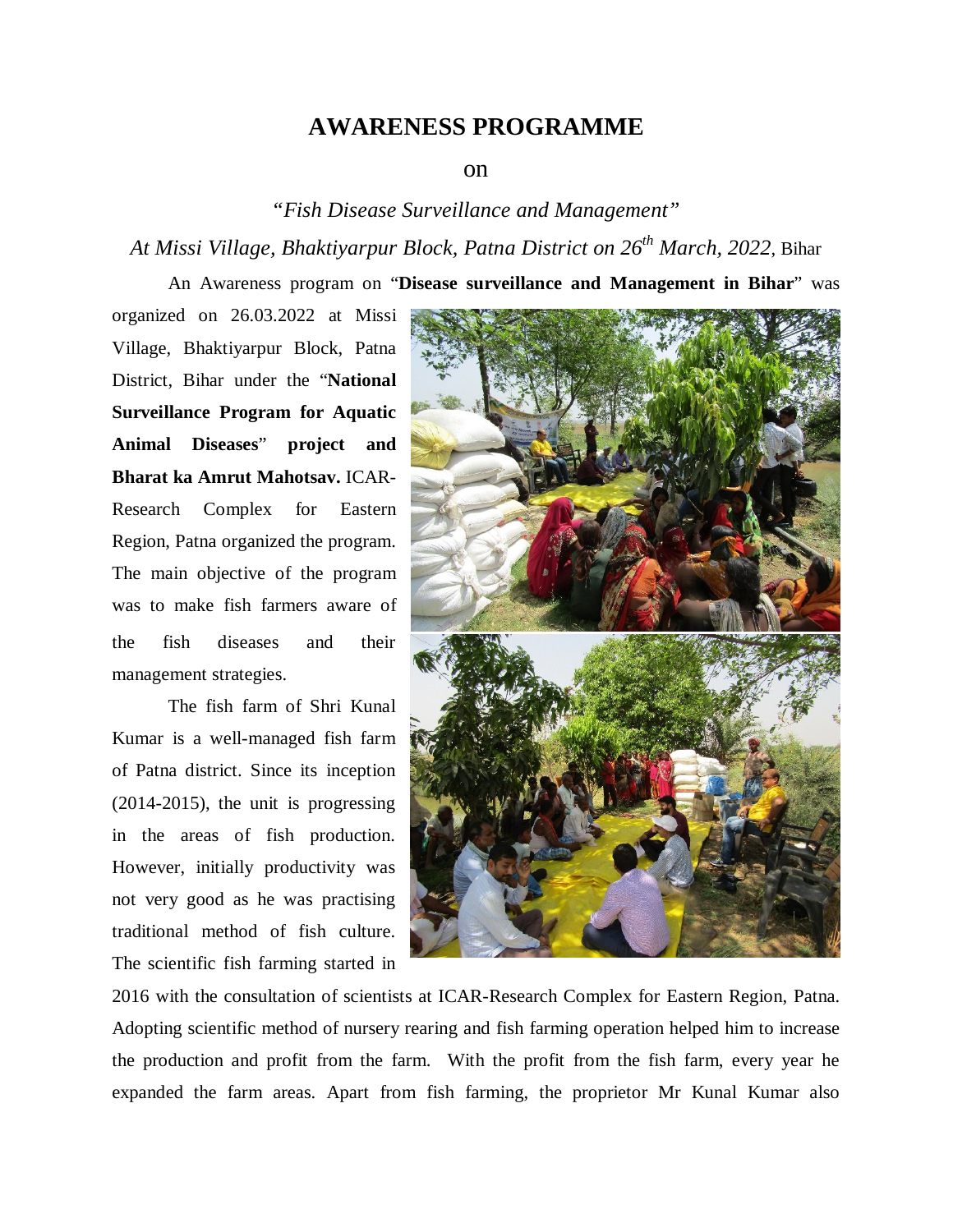# AWARENESS PROGRAMME

on

*"Fish Disease Surveillance and Management"*

*At Missi Village, Bhaktiyarpur Block, Patna District on 26th March, 2022*, Bihar

An Awareness program on "**Disease surveillance and Management in Bihar**" was organized on 26.03.2022 at Missi Village, Bhaktiyarpur Block, Patna District, Bihar under the "**National Surveillance Program for Aquatic Animal Diseases**" **project and Bharat ka Amrut Mahotsav.** ICAR-Research Complex for Eastern Region, Patna organized the program. The main objective of the program was to make fish farmers aware of the fish diseases and their management strategies.

The fish farm of Shri Kunal Kumar is a well-managed fish farm of Patna district. Since its inception (2014-2015), the unit is progressing in the areas of fish production. However, initially productivity was not very good as he was practising traditional method of fish culture. The scientific fish farming started in 2016 with the consultation of scientists at ICAR-Research Complex for Eastern Region, Patna. Adopting scientific method of nursery rearing and fish farming operation helped him to increase the production and profit from the farm. With the profit from the fish farm, every year he expanded the farm areas. Apart from fish farming, the proprietor Mr Kunal Kumar also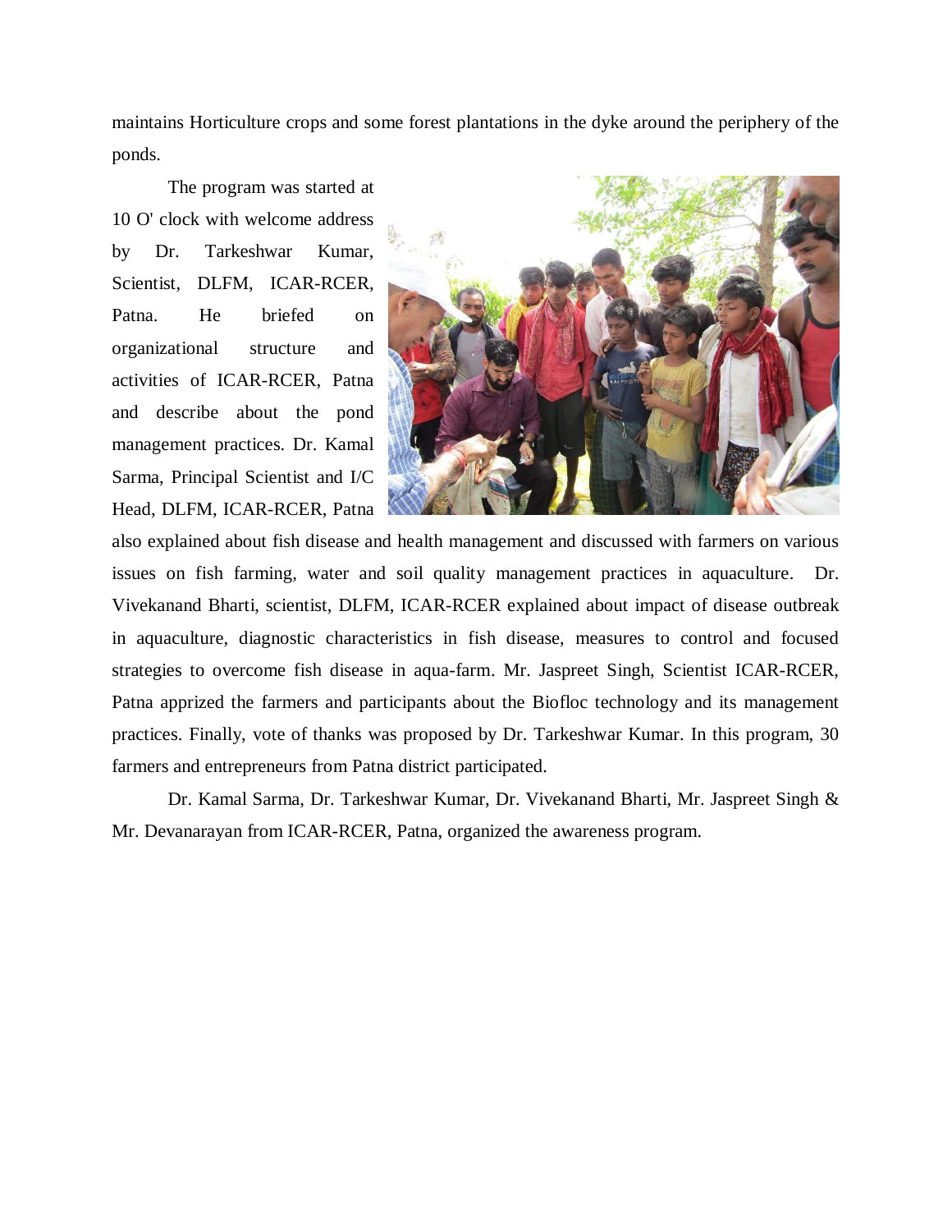maintains Horticulture crops and some forest plantations in the dyke around the periphery of the ponds.

The program was started at 10 O' clock with welcome address by Dr. Tarkeshwar Kumar, Scientist, DLFM, ICAR-RCER, Patna. He briefed on organizational structure and activities of ICAR-RCER, Patna and describe about the pond management practices. Dr. Kamal Sarma, Principal Scientist and I/C Head, DLFM, ICAR-RCER, Patna also explained about fish disease and health management and discussed with farmers on various issues on fish farming, water and soil quality management practices in aquaculture. Dr. Vivekanand Bharti, scientist, DLFM, ICAR-RCER explained about impact of disease outbreak in aquaculture, diagnostic characteristics in fish disease, measures to control and focused strategies to overcome fish disease in aqua-farm. Mr. Jaspreet Singh, Scientist ICAR-RCER, Patna apprized the farmers and participants about the Biofloc technology and its management practices. Finally, vote of thanks was proposed by Dr. Tarkeshwar Kumar. In this program, 30 farmers and entrepreneurs from Patna district participated.

Dr. Kamal Sarma, Dr. Tarkeshwar Kumar, Dr. Vivekanand Bharti, Mr. Jaspreet Singh & Mr. Devanarayan from ICAR-RCER, Patna, organized the awareness program.